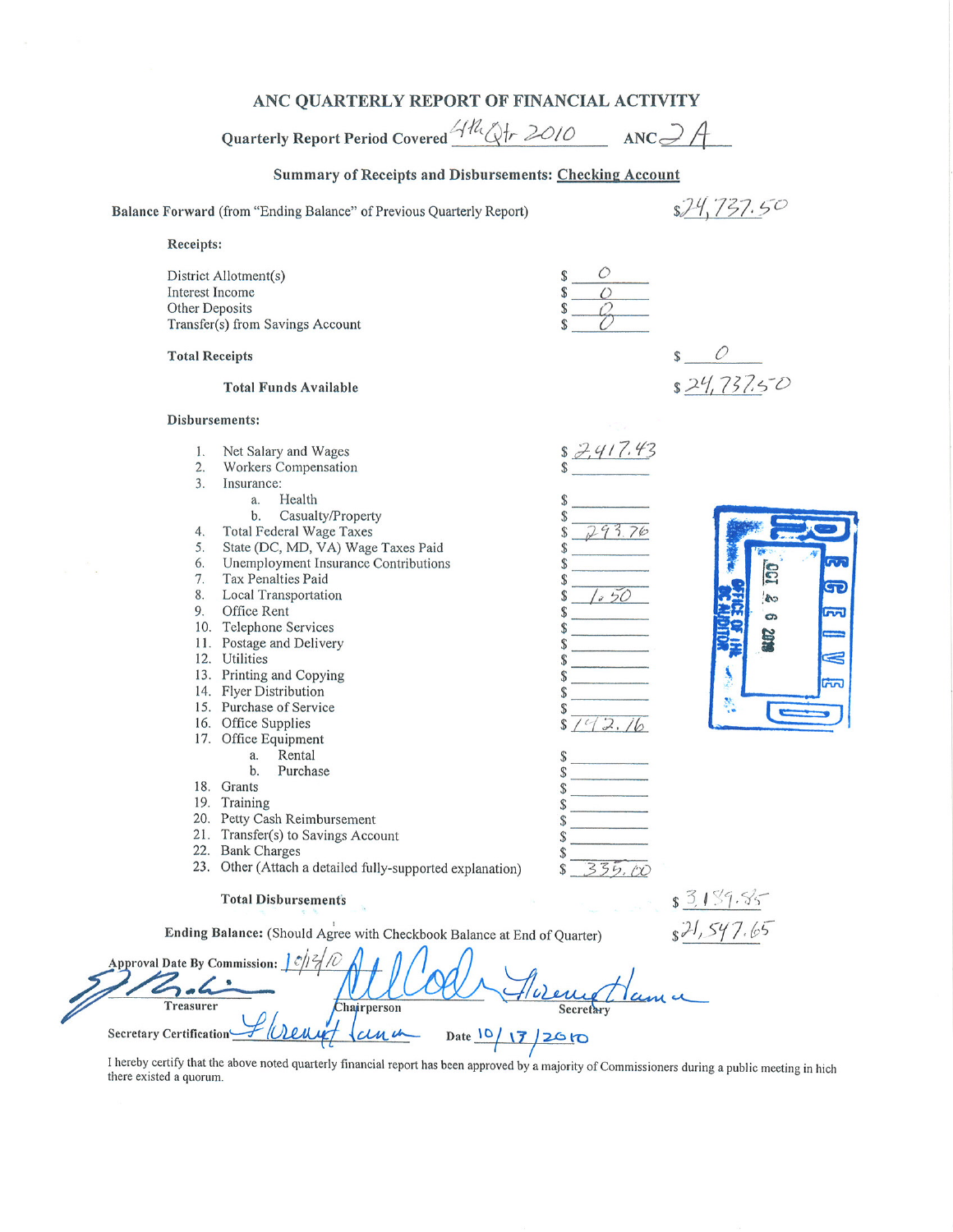# ANC QUARTERLY REPORT OF FINANCIAL ACTIVITY

**Quarterly Report Period Covered** 4th Qtr 2010 **ANC** 2A

**Summary of Receipts and Disbursements: Checking Account**

**Balance Forward** (from "Ending Balance" of Previous Quarterly Report) $24,737.50

**Receipts:**

| | | |
|---|---|---|
| District Allotment(s) | $ 0 | |
| Interest Income | $ 0 | |
| Other Deposits | $ 0 | |
| Transfer(s) from Savings Account | $ 0 | |
| **Total Receipts** | | $ 0 |
| **Total Funds Available** | | $ 24,737.50 |

**Disbursements:**

| | | |
|---|---|---|
| 1. Net Salary and Wages | $ 2,417.43 | |
| 2. Workers Compensation | $ | |
| 3. Insurance: | | |
| a. Health | $ | |
| b. Casualty/Property | $ | |
| 4. Total Federal Wage Taxes | $ 293.76 | |
| 5. State (DC, MD, VA) Wage Taxes Paid | $ | |
| 6. Unemployment Insurance Contributions | $ | |
| 7. Tax Penalties Paid | $ | |
| 8. Local Transportation | $ 1.50 | |
| 9. Office Rent | $ | |
| 10. Telephone Services | $ | |
| 11. Postage and Delivery | $ | |
| 12. Utilities | $ | |
| 13. Printing and Copying | $ | |
| 14. Flyer Distribution | $ | |
| 15. Purchase of Service | $ | |
| 16. Office Supplies | $ 192.16 | |
| 17. Office Equipment | | |
| a. Rental | $ | |
| b. Purchase | $ | |
| 18. Grants | $ | |
| 19. Training | $ | |
| 20. Petty Cash Reimbursement | $ | |
| 21. Transfer(s) to Savings Account | $ | |
| 22. Bank Charges | $ | |
| 23. Other (Attach a detailed fully-supported explanation) | $ 335.00 | |
| **Total Disbursements** | | $ 3,189.85 |
| **Ending Balance:** (Should Agree with Checkbook Balance at End of Quarter) | | $ 21,547.65 |

RECEIVED
OCT 26 2010
OFFICE OF THE DC AUDITOR

**Approval Date By Commission:** 10/12/10

[signature] Treasurer [signature] Chairperson [signature] Secretary

**Secretary Certification** [signature] **Date** 10/13/2010

I hereby certify that the above noted quarterly financial report has been approved by a majority of Commissioners during a public meeting in hich there existed a quorum.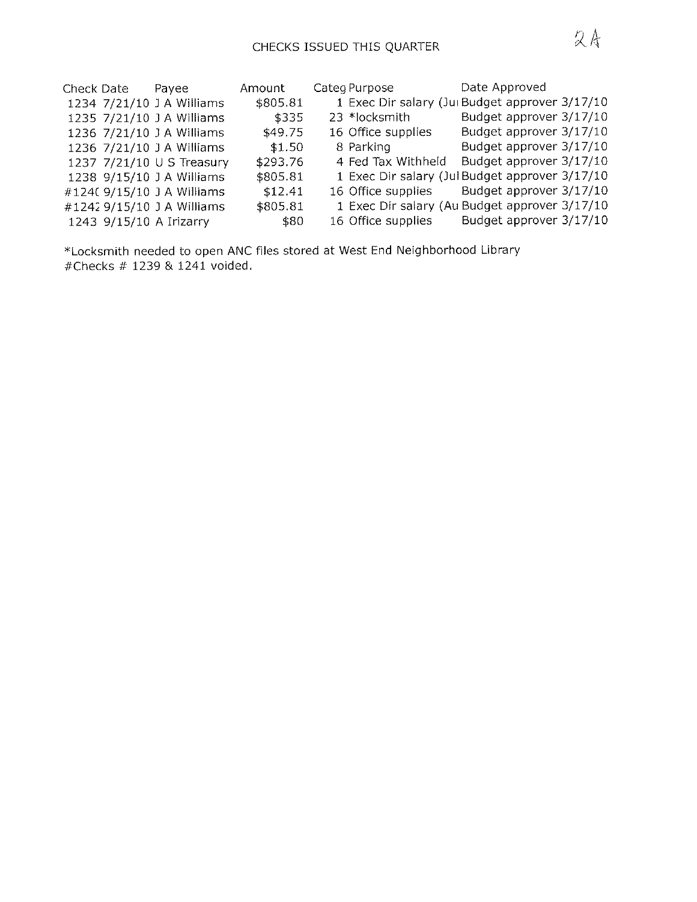2A

# CHECKS ISSUED THIS QUARTER

| Check | Date | Payee | Amount | Categ | Purpose | Date Approved |
|---|---|---|---|---|---|---|
| 1234 | 7/21/10 | J A Williams | $805.81 | 1 | Exec Dir salary (Ju | Budget approver 3/17/10 |
| 1235 | 7/21/10 | J A Williams | $335 | 23 | *locksmith | Budget approver 3/17/10 |
| 1236 | 7/21/10 | J A Williams | $49.75 | 16 | Office supplies | Budget approver 3/17/10 |
| 1236 | 7/21/10 | J A Williams | $1.50 | 8 | Parking | Budget approver 3/17/10 |
| 1237 | 7/21/10 | U S Treasury | $293.76 | 4 | Fed Tax Withheld | Budget approver 3/17/10 |
| 1238 | 9/15/10 | J A Williams | $805.81 | 1 | Exec Dir salary (Jul | Budget approver 3/17/10 |
| #124( | 9/15/10 | J A Williams | $12.41 | 16 | Office supplies | Budget approver 3/17/10 |
| #1242 | 9/15/10 | J A Williams | $805.81 | 1 | Exec Dir salary (Au | Budget approver 3/17/10 |
| 1243 | 9/15/10 | A Irizarry | $80 | 16 | Office supplies | Budget approver 3/17/10 |

*Locksmith needed to open ANC files stored at West End Neighborhood Library
#Checks # 1239 & 1241 voided.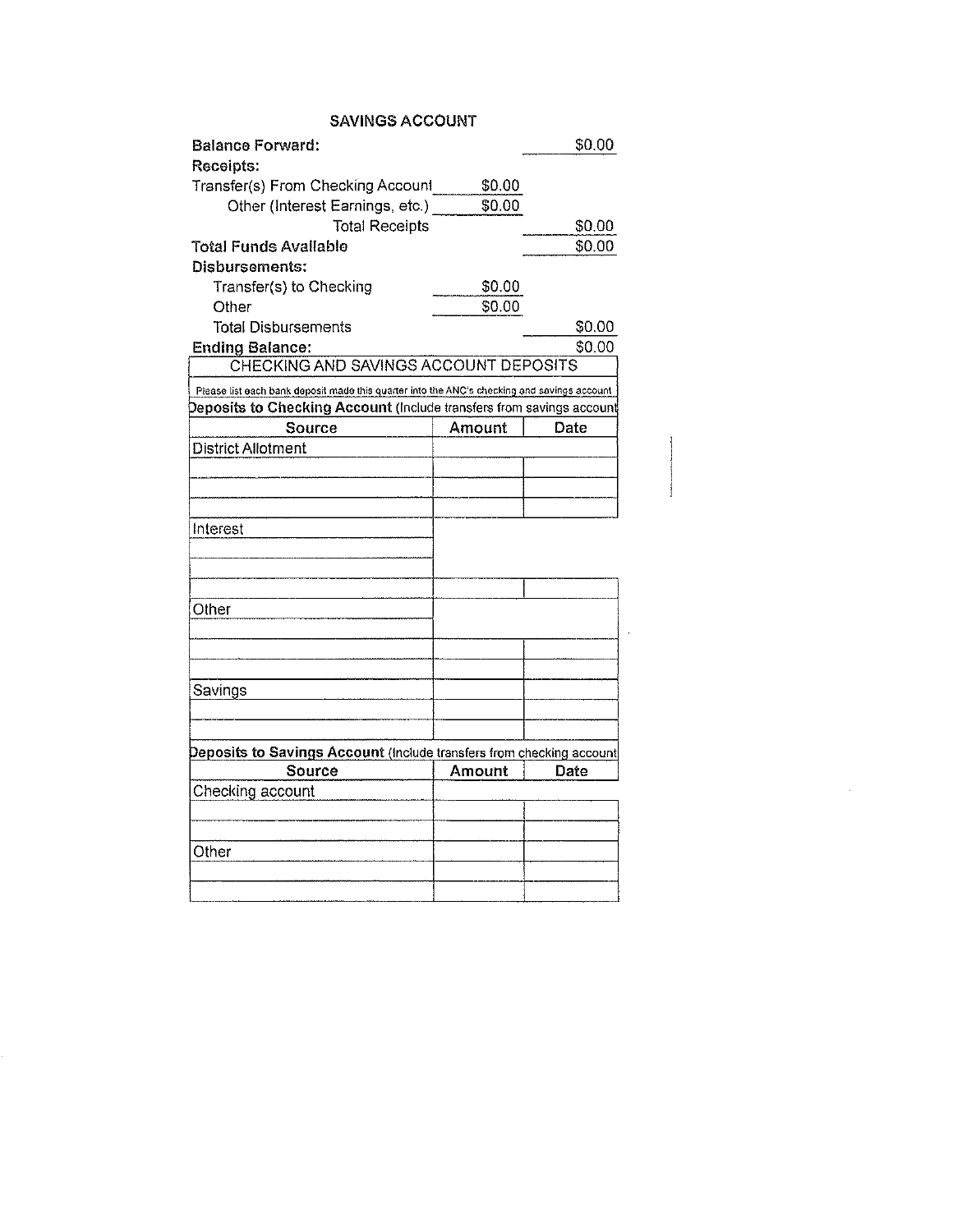## SAVINGS ACCOUNT

| | | |
|---|---|---|
| **Balance Forward:** | | $0.00 |
| **Receipts:** | | |
| Transfer(s) From Checking Account | $0.00 | |
| Other (Interest Earnings, etc.) | $0.00 | |
| Total Receipts | | $0.00 |
| **Total Funds Available** | | $0.00 |
| **Disbursements:** | | |
| Transfer(s) to Checking | $0.00 | |
| Other | $0.00 | |
| Total Disbursements | | $0.00 |
| **Ending Balance:** | | $0.00 |

## CHECKING AND SAVINGS ACCOUNT DEPOSITS

Please list each bank deposit made this quarter into the ANC's checking and savings account

**Deposits to Checking Account** (Include transfers from savings account

| Source | Amount | Date |
|---|---|---|
| District Allotment | | |
| | | |
| | | |
| | | |
| Interest | | |
| | | |
| | | |
| | | |
| Other | | |
| | | |
| | | |
| | | |
| Savings | | |
| | | |
| | | |

**Deposits to Savings Account** (Include transfers from checking account

| Source | Amount | Date |
|---|---|---|
| Checking account | | |
| | | |
| | | |
| Other | | |
| | | |
| | | |